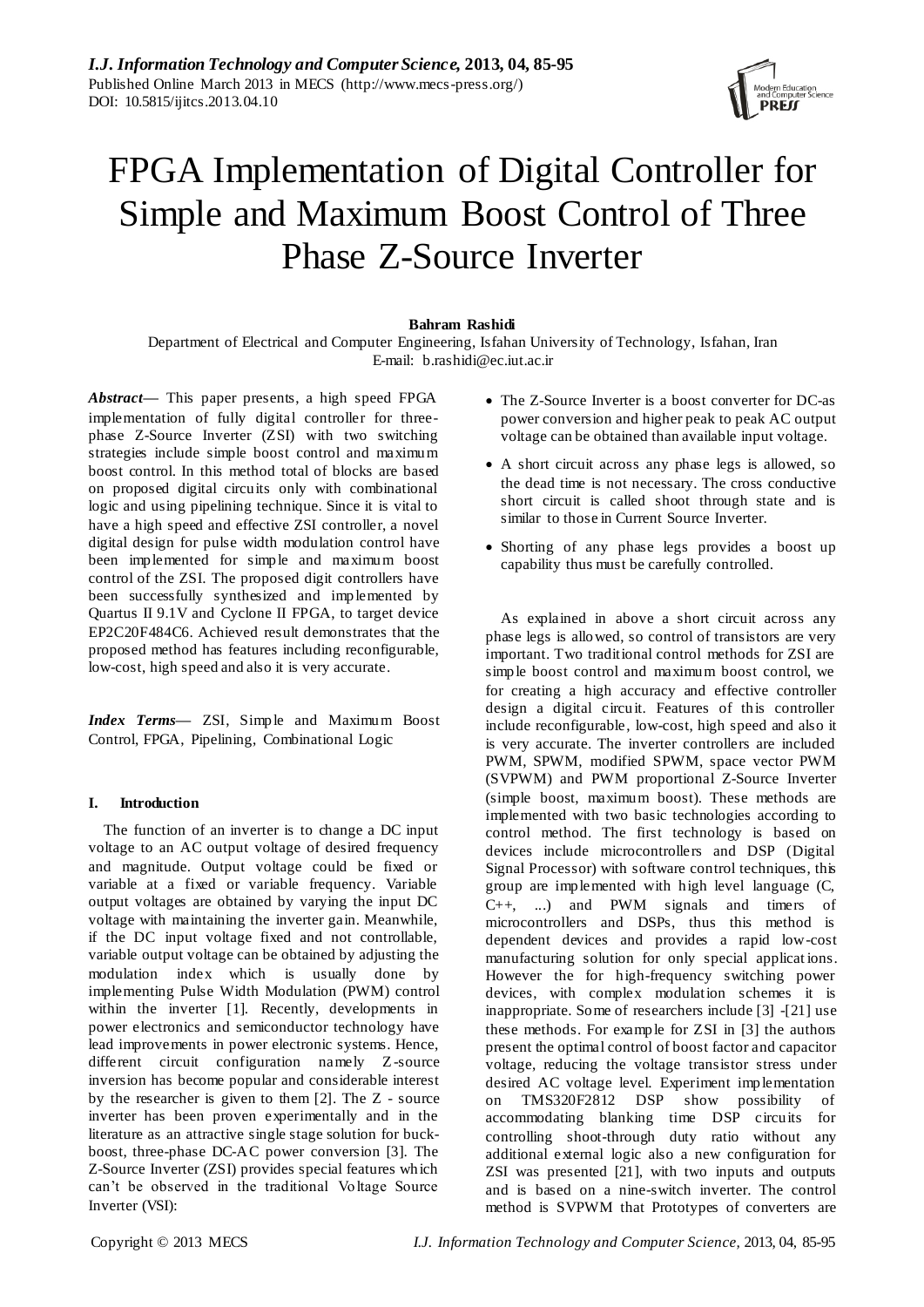# FPGA Implementation of Digital Controller for Simple and Maximum Boost Control of Three Phase Z-Source Inverter

**Bahram Rashidi**

Department of Electrical and Computer Engineering, Isfahan University of Technology, Isfahan, Iran

E-mail: b.rashidi@ec.iut.ac.ir

***Abstract*****—** This paper presents, a high speed FPGA implementation of fully digital controller for three-phase Z-Source Inverter (ZSI) with two switching strategies include simple boost control and maximum boost control. In this method total of blocks are based on proposed digital circuits only with combinational logic and using pipelining technique. Since it is vital to have a high speed and effective ZSI controller, a novel digital design for pulse width modulation control have been implemented for simple and maximum boost control of the ZSI. The proposed digit controllers have been successfully synthesized and implemented by Quartus II 9.1V and Cyclone II FPGA, to target device EP2C20F484C6. Achieved result demonstrates that the proposed method has features including reconfigurable, low-cost, high speed and also it is very accurate.

***Index Terms*****—** ZSI, Simple and Maximum Boost Control, FPGA, Pipelining, Combinational Logic

## I. Introduction

The function of an inverter is to change a DC input voltage to an AC output voltage of desired frequency and magnitude. Output voltage could be fixed or variable at a fixed or variable frequency. Variable output voltages are obtained by varying the input DC voltage with maintaining the inverter gain. Meanwhile, if the DC input voltage fixed and not controllable, variable output voltage can be obtained by adjusting the modulation index which is usually done by implementing Pulse Width Modulation (PWM) control within the inverter [1]. Recently, developments in power electronics and semiconductor technology have lead improvements in power electronic systems. Hence, different circuit configuration namely Z-source inversion has become popular and considerable interest by the researcher is given to them [2]. The Z - source inverter has been proven experimentally and in the literature as an attractive single stage solution for buck-boost, three-phase DC-AC power conversion [3]. The Z-Source Inverter (ZSI) provides special features which can't be observed in the traditional Voltage Source Inverter (VSI):

- The Z-Source Inverter is a boost converter for DC-as power conversion and higher peak to peak AC output voltage can be obtained than available input voltage.
- A short circuit across any phase legs is allowed, so the dead time is not necessary. The cross conductive short circuit is called shoot through state and is similar to those in Current Source Inverter.
- Shorting of any phase legs provides a boost up capability thus must be carefully controlled.

As explained in above a short circuit across any phase legs is allowed, so control of transistors are very important. Two traditional control methods for ZSI are simple boost control and maximum boost control, we for creating a high accuracy and effective controller design a digital circuit. Features of this controller include reconfigurable, low-cost, high speed and also it is very accurate. The inverter controllers are included PWM, SPWM, modified SPWM, space vector PWM (SVPWM) and PWM proportional Z-Source Inverter (simple boost, maximum boost). These methods are implemented with two basic technologies according to control method. The first technology is based on devices include microcontrollers and DSP (Digital Signal Processor) with software control techniques, this group are implemented with high level language (C, C++, ...) and PWM signals and timers of microcontrollers and DSPs, thus this method is dependent devices and provides a rapid low-cost manufacturing solution for only special applications. However the for high-frequency switching power devices, with complex modulation schemes it is inappropriate. Some of researchers include [3] -[21] use these methods. For example for ZSI in [3] the authors present the optimal control of boost factor and capacitor voltage, reducing the voltage transistor stress under desired AC voltage level. Experiment implementation on TMS320F2812 DSP show possibility of accommodating blanking time DSP circuits for controlling shoot-through duty ratio without any additional external logic also a new configuration for ZSI was presented [21], with two inputs and outputs and is based on a nine-switch inverter. The control method is SVPWM that Prototypes of converters are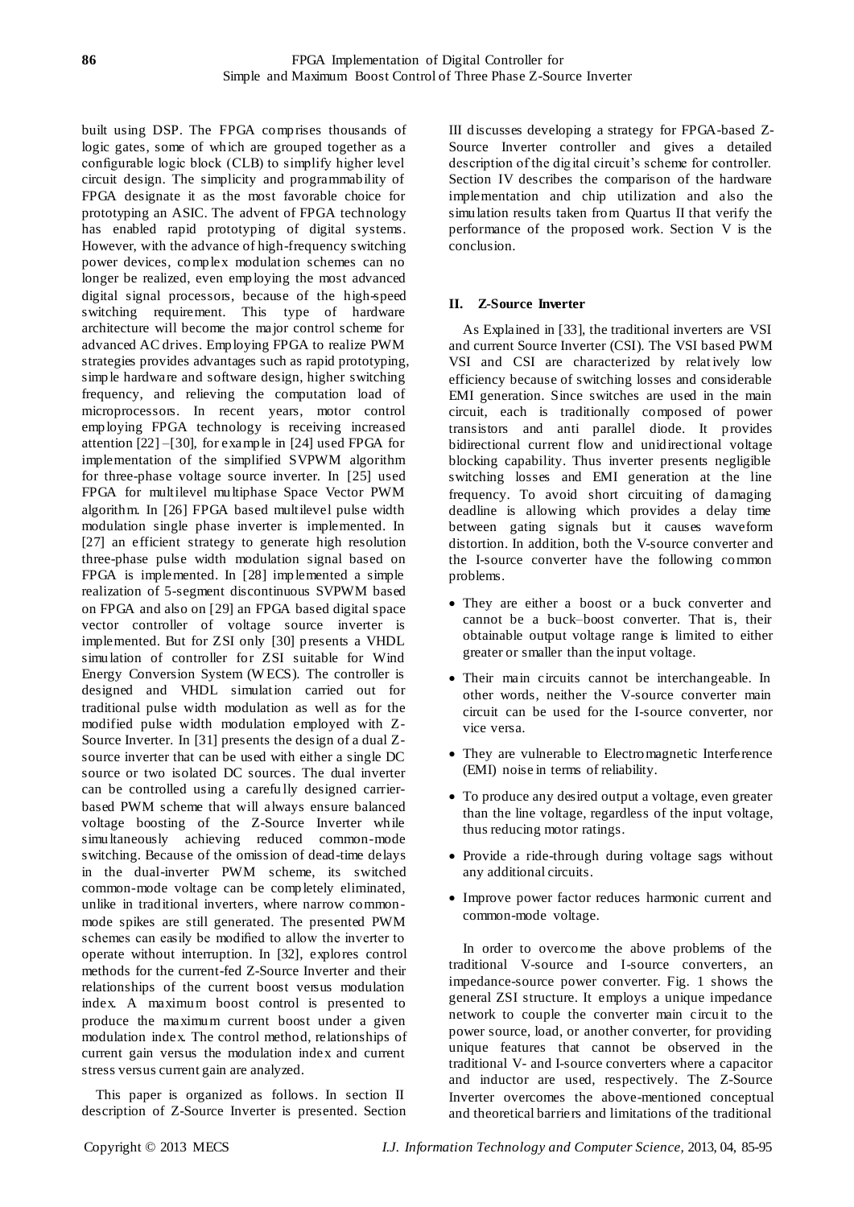built using DSP. The FPGA comprises thousands of logic gates, some of which are grouped together as a configurable logic block (CLB) to simplify higher level circuit design. The simplicity and programmability of FPGA designate it as the most favorable choice for prototyping an ASIC. The advent of FPGA technology has enabled rapid prototyping of digital systems. However, with the advance of high-frequency switching power devices, complex modulation schemes can no longer be realized, even employing the most advanced digital signal processors, because of the high-speed switching requirement. This type of hardware architecture will become the major control scheme for advanced AC drives. Employing FPGA to realize PWM strategies provides advantages such as rapid prototyping, simple hardware and software design, higher switching frequency, and relieving the computation load of microprocessors. In recent years, motor control employing FPGA technology is receiving increased attention [22]–[30], for example in [24] used FPGA for implementation of the simplified SVPWM algorithm for three-phase voltage source inverter. In [25] used FPGA for multilevel multiphase Space Vector PWM algorithm. In [26] FPGA based multilevel pulse width modulation single phase inverter is implemented. In [27] an efficient strategy to generate high resolution three-phase pulse width modulation signal based on FPGA is implemented. In [28] implemented a simple realization of 5-segment discontinuous SVPWM based on FPGA and also on [29] an FPGA based digital space vector controller of voltage source inverter is implemented. But for ZSI only [30] presents a VHDL simulation of controller for ZSI suitable for Wind Energy Conversion System (WECS). The controller is designed and VHDL simulation carried out for traditional pulse width modulation as well as for the modified pulse width modulation employed with Z-Source Inverter. In [31] presents the design of a dual Z-source inverter that can be used with either a single DC source or two isolated DC sources. The dual inverter can be controlled using a carefully designed carrier-based PWM scheme that will always ensure balanced voltage boosting of the Z-Source Inverter while simultaneously achieving reduced common-mode switching. Because of the omission of dead-time delays in the dual-inverter PWM scheme, its switched common-mode voltage can be completely eliminated, unlike in traditional inverters, where narrow common-mode spikes are still generated. The presented PWM schemes can easily be modified to allow the inverter to operate without interruption. In [32], explores control methods for the current-fed Z-Source Inverter and their relationships of the current boost versus modulation index. A maximum boost control is presented to produce the maximum current boost under a given modulation index. The control method, relationships of current gain versus the modulation index and current stress versus current gain are analyzed.

This paper is organized as follows. In section II description of Z-Source Inverter is presented. Section III discusses developing a strategy for FPGA-based Z-Source Inverter controller and gives a detailed description of the digital circuit's scheme for controller. Section IV describes the comparison of the hardware implementation and chip utilization and also the simulation results taken from Quartus II that verify the performance of the proposed work. Section V is the conclusion.

## II. Z-Source Inverter

As Explained in [33], the traditional inverters are VSI and current Source Inverter (CSI). The VSI based PWM VSI and CSI are characterized by relatively low efficiency because of switching losses and considerable EMI generation. Since switches are used in the main circuit, each is traditionally composed of power transistors and anti parallel diode. It provides bidirectional current flow and unidirectional voltage blocking capability. Thus inverter presents negligible switching losses and EMI generation at the line frequency. To avoid short circuiting of damaging deadline is allowing which provides a delay time between gating signals but it causes waveform distortion. In addition, both the V-source converter and the I-source converter have the following common problems.

- They are either a boost or a buck converter and cannot be a buck–boost converter. That is, their obtainable output voltage range is limited to either greater or smaller than the input voltage.
- Their main circuits cannot be interchangeable. In other words, neither the V-source converter main circuit can be used for the I-source converter, nor vice versa.
- They are vulnerable to Electromagnetic Interference (EMI) noise in terms of reliability.
- To produce any desired output a voltage, even greater than the line voltage, regardless of the input voltage, thus reducing motor ratings.
- Provide a ride-through during voltage sags without any additional circuits.
- Improve power factor reduces harmonic current and common-mode voltage.

In order to overcome the above problems of the traditional V-source and I-source converters, an impedance-source power converter. Fig. 1 shows the general ZSI structure. It employs a unique impedance network to couple the converter main circuit to the power source, load, or another converter, for providing unique features that cannot be observed in the traditional V- and I-source converters where a capacitor and inductor are used, respectively. The Z-Source Inverter overcomes the above-mentioned conceptual and theoretical barriers and limitations of the traditional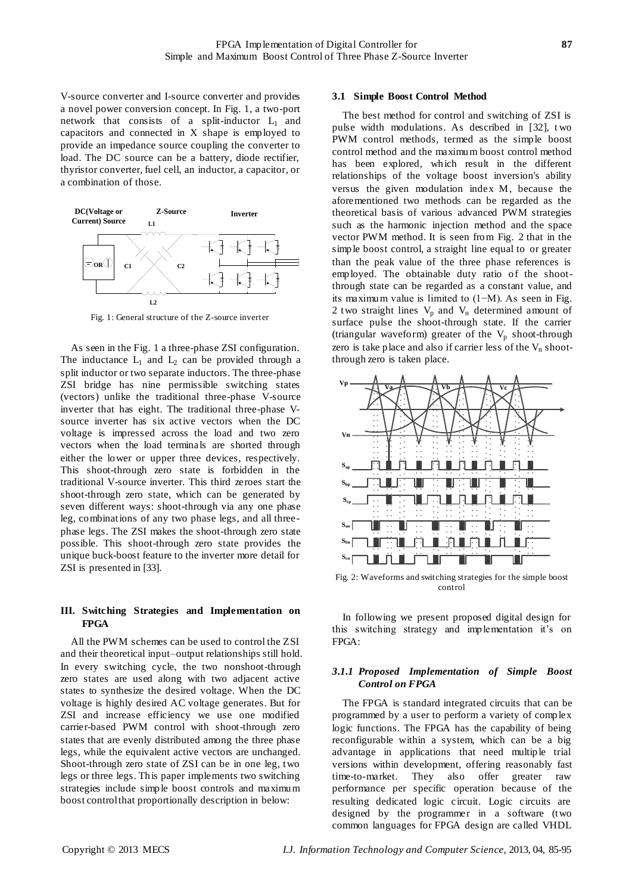V-source converter and I-source converter and provides a novel power conversion concept. In Fig. 1, a two-port network that consists of a split-inductor $L_1$ and capacitors and connected in X shape is employed to provide an impedance source coupling the converter to load. The DC source can be a battery, diode rectifier, thyristor converter, fuel cell, an inductor, a capacitor, or a combination of those.

Fig. 1: General structure of the Z-source inverter

As seen in the Fig. 1 a three-phase ZSI configuration. The inductance $L_1$ and $L_2$ can be provided through a split inductor or two separate inductors. The three-phase ZSI bridge has nine permissible switching states (vectors) unlike the traditional three-phase V-source inverter that has eight. The traditional three-phase V-source inverter has six active vectors when the DC voltage is impressed across the load and two zero vectors when the load terminals are shorted through either the lower or upper three devices, respectively. This shoot-through zero state is forbidden in the traditional V-source inverter. This third zeroes start the shoot-through zero state, which can be generated by seven different ways: shoot-through via any one phase leg, combinations of any two phase legs, and all three-phase legs. The ZSI makes the shoot-through zero state possible. This shoot-through zero state provides the unique buck-boost feature to the inverter more detail for ZSI is presented in [33].

## III. Switching Strategies and Implementation on FPGA

All the PWM schemes can be used to control the ZSI and their theoretical input–output relationships still hold. In every switching cycle, the two nonshoot-through zero states are used along with two adjacent active states to synthesize the desired voltage. When the DC voltage is highly desired AC voltage generates. But for ZSI and increase efficiency we use one modified carrier-based PWM control with shoot-through zero states that are evenly distributed among the three phase legs, while the equivalent active vectors are unchanged. Shoot-through zero state of ZSI can be in one leg, two legs or three legs. This paper implements two switching strategies include simple boost controls and maximum boost control that proportionally description in below:

### 3.1 Simple Boost Control Method

The best method for control and switching of ZSI is pulse width modulations. As described in [32], two PWM control methods, termed as the simple boost control method and the maximum boost control method has been explored, which result in the different relationships of the voltage boost inversion's ability versus the given modulation index M, because the aforementioned two methods can be regarded as the theoretical basis of various advanced PWM strategies such as the harmonic injection method and the space vector PWM method. It is seen from Fig. 2 that in the simple boost control, a straight line equal to or greater than the peak value of the three phase references is employed. The obtainable duty ratio of the shoot-through state can be regarded as a constant value, and its maximum value is limited to $(1-M)$. As seen in Fig. 2 two straight lines $V_p$ and $V_n$ determined amount of surface pulse the shoot-through state. If the carrier (triangular waveform) greater of the $V_p$ shoot-through zero is take place and also if carrier less of the $V_n$ shoot-through zero is taken place.

Fig. 2: Waveforms and switching strategies for the simple boost control

In following we present proposed digital design for this switching strategy and implementation it's on FPGA:

#### *3.1.1 Proposed Implementation of Simple Boost Control on FPGA*

The FPGA is standard integrated circuits that can be programmed by a user to perform a variety of complex logic functions. The FPGA has the capability of being reconfigurable within a system, which can be a big advantage in applications that need multiple trial versions within development, offering reasonably fast time-to-market. They also offer greater raw performance per specific operation because of the resulting dedicated logic circuit. Logic circuits are designed by the programmer in a software (two common languages for FPGA design are called VHDL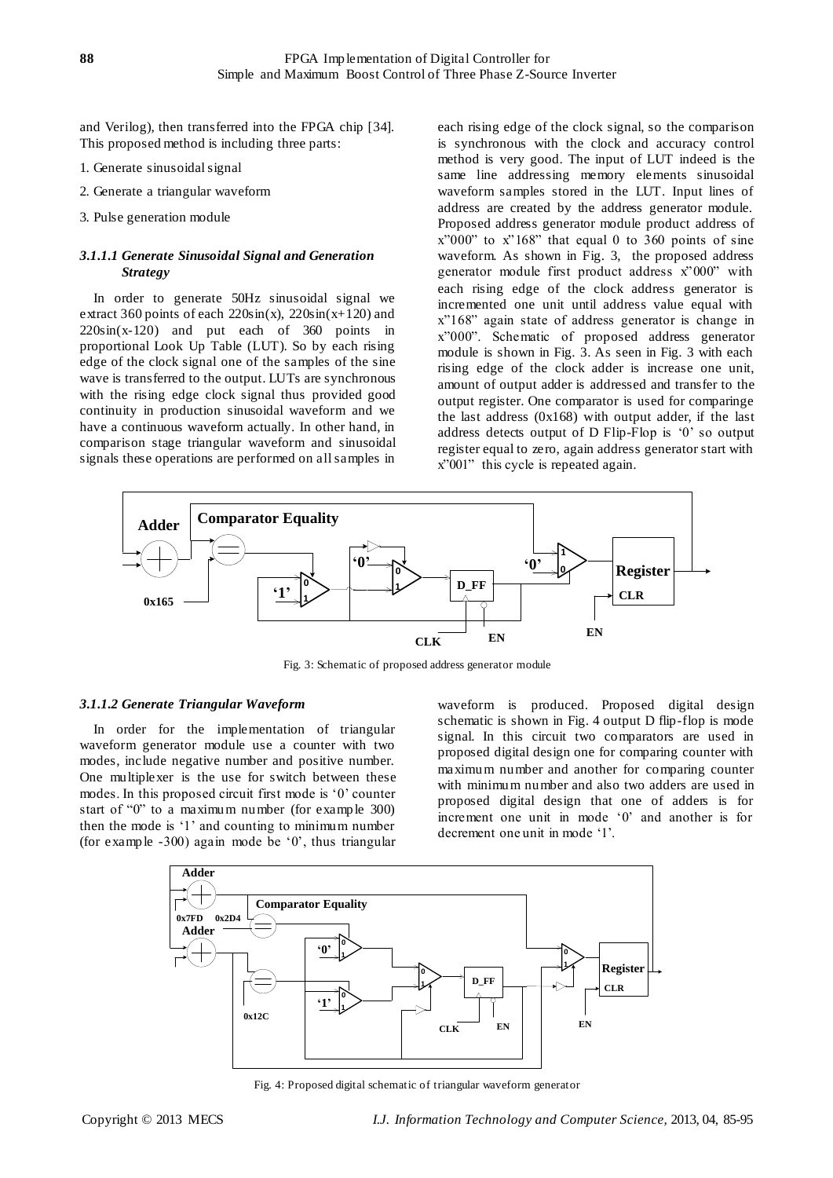and Verilog), then transferred into the FPGA chip [34]. This proposed method is including three parts:

1. Generate sinusoidal signal
2. Generate a triangular waveform
3. Pulse generation module

#### *3.1.1.1 Generate Sinusoidal Signal and Generation Strategy*

In order to generate 50Hz sinusoidal signal we extract 360 points of each 220sin(x), 220sin(x+120) and 220sin(x-120) and put each of 360 points in proportional Look Up Table (LUT). So by each rising edge of the clock signal one of the samples of the sine wave is transferred to the output. LUTs are synchronous with the rising edge clock signal thus provided good continuity in production sinusoidal waveform and we have a continuous waveform actually. In other hand, in comparison stage triangular waveform and sinusoidal signals these operations are performed on all samples in each rising edge of the clock signal, so the comparison is synchronous with the clock and accuracy control method is very good. The input of LUT indeed is the same line addressing memory elements sinusoidal waveform samples stored in the LUT. Input lines of address are created by the address generator module. Proposed address generator module product address of x"000" to x"168" that equal 0 to 360 points of sine waveform. As shown in Fig. 3, the proposed address generator module first product address x"000" with each rising edge of the clock address generator is incremented one unit until address value equal with x"168" again state of address generator is change in x"000". Schematic of proposed address generator module is shown in Fig. 3. As seen in Fig. 3 with each rising edge of the clock adder is increase one unit, amount of output adder is addressed and transfer to the output register. One comparator is used for comparinge the last address (0x168) with output adder, if the last address detects output of D Flip-Flop is '0' so output register equal to zero, again address generator start with x"001" this cycle is repeated again.

Fig. 3: Schematic of proposed address generator module

#### *3.1.1.2 Generate Triangular Waveform*

In order for the implementation of triangular waveform generator module use a counter with two modes, include negative number and positive number. One multiplexer is the use for switch between these modes. In this proposed circuit first mode is '0' counter start of "0" to a maximum number (for example 300) then the mode is '1' and counting to minimum number (for example -300) again mode be '0', thus triangular waveform is produced. Proposed digital design schematic is shown in Fig. 4 output D flip-flop is mode signal. In this circuit two comparators are used in proposed digital design one for comparing counter with maximum number and another for comparing counter with minimum number and also two adders are used in proposed digital design that one of adders is for increment one unit in mode '0' and another is for decrement one unit in mode '1'.

Fig. 4: Proposed digital schematic of triangular waveform generator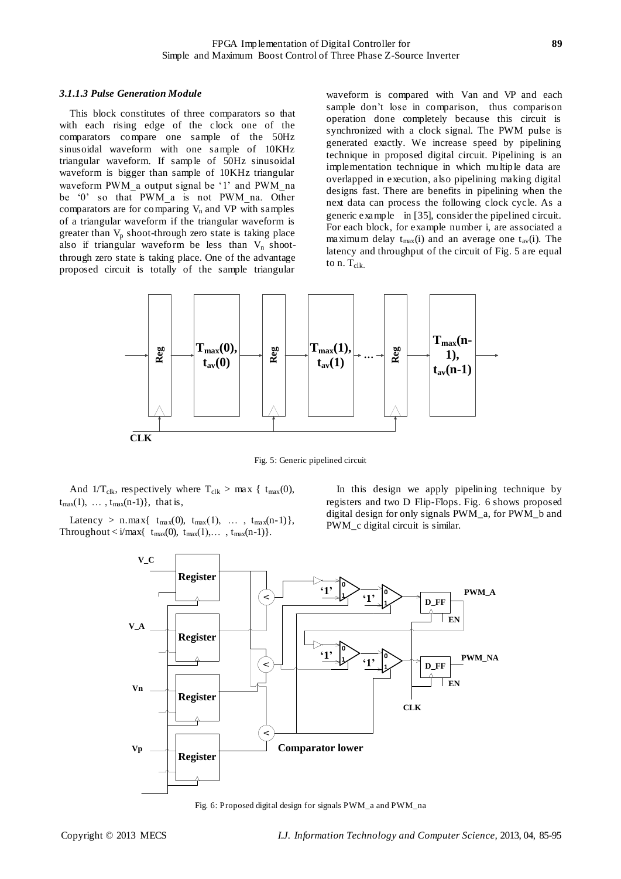#### *3.1.1.3 Pulse Generation Module*

This block constitutes of three comparators so that with each rising edge of the clock one of the comparators compare one sample of the 50Hz sinusoidal waveform with one sample of 10KHz triangular waveform. If sample of 50Hz sinusoidal waveform is bigger than sample of 10KHz triangular waveform PWM_a output signal be '1' and PWM_na be '0' so that PWM_a is not PWM_na. Other comparators are for comparing $V_n$ and VP with samples of a triangular waveform if the triangular waveform is greater than $V_p$ shoot-through zero state is taking place also if triangular waveform be less than $V_n$ shoot-through zero state is taking place. One of the advantage proposed circuit is totally of the sample triangular waveform is compared with Van and VP and each sample don't lose in comparison, thus comparison operation done completely because this circuit is synchronized with a clock signal. The PWM pulse is generated exactly. We increase speed by pipelining technique in proposed digital circuit. Pipelining is an implementation technique in which multiple data are overlapped in execution, also pipelining making digital designs fast. There are benefits in pipelining when the next data can process the following clock cycle. As a generic example in [35], consider the pipelined circuit. For each block, for example number i, are associated a maximum delay $t_{max}(i)$ and an average one $t_{av}(i)$. The latency and throughput of the circuit of Fig. 5 are equal to n. $T_{clk.}$

Fig. 5: Generic pipelined circuit

And $1/T_{clk}$, respectively where $T_{clk} > \max\{t_{max}(0), t_{max}(1), \ldots, t_{max}(n\text{-}1)\}$, that is,

Latency $> n.\max\{t_{max}(0), t_{max}(1), \ldots, t_{max}(n\text{-}1)\}$,
Throughout $< i/\max\{t_{max}(0), t_{max}(1), \ldots, t_{max}(n\text{-}1)\}$.

In this design we apply pipelining technique by registers and two D Flip-Flops. Fig. 6 shows proposed digital design for only signals PWM_a, for PWM_b and PWM_c digital circuit is similar.

Fig. 6: Proposed digital design for signals PWM_a and PWM_na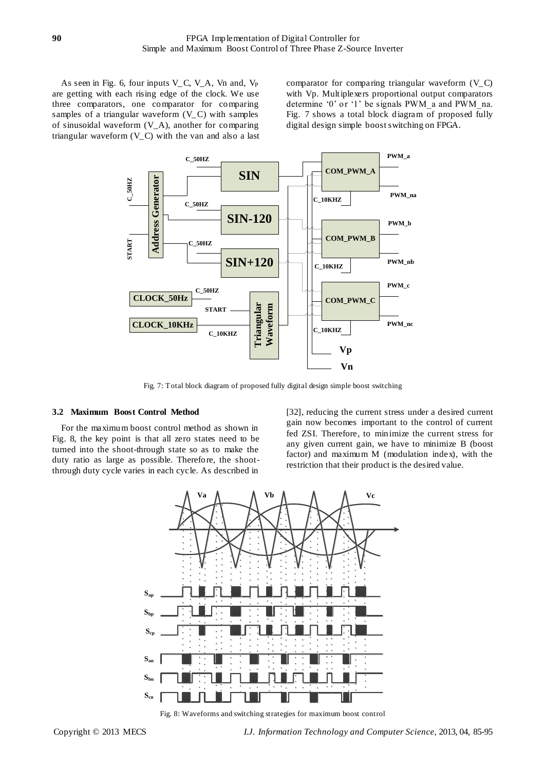As seen in Fig. 6, four inputs V_C, V_A, Vn and, $V_P$ are getting with each rising edge of the clock. We use three comparators, one comparator for comparing samples of a triangular waveform (V_C) with samples of sinusoidal waveform (V_A), another for comparing triangular waveform (V_C) with the van and also a last comparator for comparing triangular waveform (V_C) with Vp. Multiplexers proportional output comparators determine '0' or '1' be signals PWM_a and PWM_na. Fig. 7 shows a total block diagram of proposed fully digital design simple boost switching on FPGA.

Fig. 7: Total block diagram of proposed fully digital design simple boost switching

### 3.2 Maximum Boost Control Method

For the maximum boost control method as shown in Fig. 8, the key point is that all zero states need to be turned into the shoot-through state so as to make the duty ratio as large as possible. Therefore, the shoot-through duty cycle varies in each cycle. As described in [32], reducing the current stress under a desired current gain now becomes important to the control of current fed ZSI. Therefore, to minimize the current stress for any given current gain, we have to minimize B (boost factor) and maximum M (modulation index), with the restriction that their product is the desired value.

Fig. 8: Waveforms and switching strategies for maximum boost control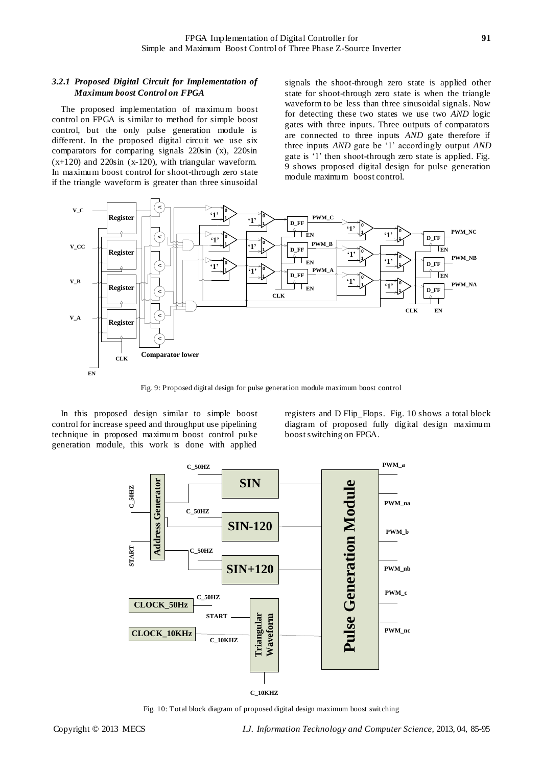### 3.2.1 *Proposed Digital Circuit for Implementation of Maximum boost Control on FPGA*

The proposed implementation of maximum boost control on FPGA is similar to method for simple boost control, but the only pulse generation module is different. In the proposed digital circuit we use six comparators for comparing signals 220sin (x), 220sin (x+120) and 220sin (x-120), with triangular waveform. In maximum boost control for shoot-through zero state if the triangle waveform is greater than three sinusoidal signals the shoot-through zero state is applied other state for shoot-through zero state is when the triangle waveform to be less than three sinusoidal signals. Now for detecting these two states we use two *AND* logic gates with three inputs. Three outputs of comparators are connected to three inputs *AND* gate therefore if three inputs *AND* gate be '1' accordingly output *AND* gate is '1' then shoot-through zero state is applied. Fig. 9 shows proposed digital design for pulse generation module maximum boost control.

Fig. 9: Proposed digital design for pulse generation module maximum boost control

In this proposed design similar to simple boost control for increase speed and throughput use pipelining technique in proposed maximum boost control pulse generation module, this work is done with applied registers and D Flip_Flops. Fig. 10 shows a total block diagram of proposed fully digital design maximum boost switching on FPGA.

Fig. 10: Total block diagram of proposed digital design maximum boost switching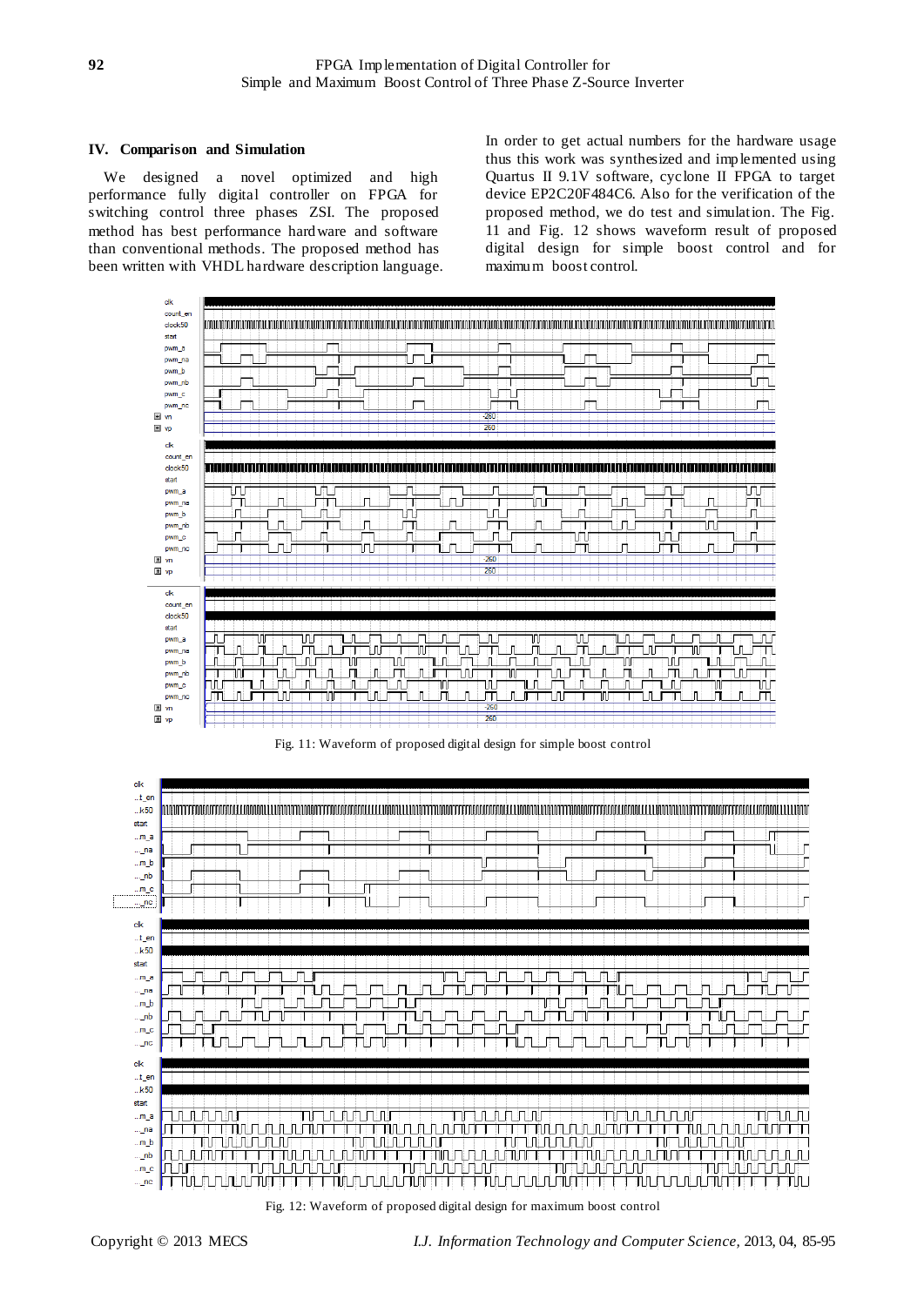## IV. Comparison and Simulation

We designed a novel optimized and high performance fully digital controller on FPGA for switching control three phases ZSI. The proposed method has best performance hardware and software than conventional methods. The proposed method has been written with VHDL hardware description language.

In order to get actual numbers for the hardware usage thus this work was synthesized and implemented using Quartus II 9.1V software, cyclone II FPGA to target device EP2C20F484C6. Also for the verification of the proposed method, we do test and simulation. The Fig. 11 and Fig. 12 shows waveform result of proposed digital design for simple boost control and for maximum boost control.

Fig. 11: Waveform of proposed digital design for simple boost control

Fig. 12: Waveform of proposed digital design for maximum boost control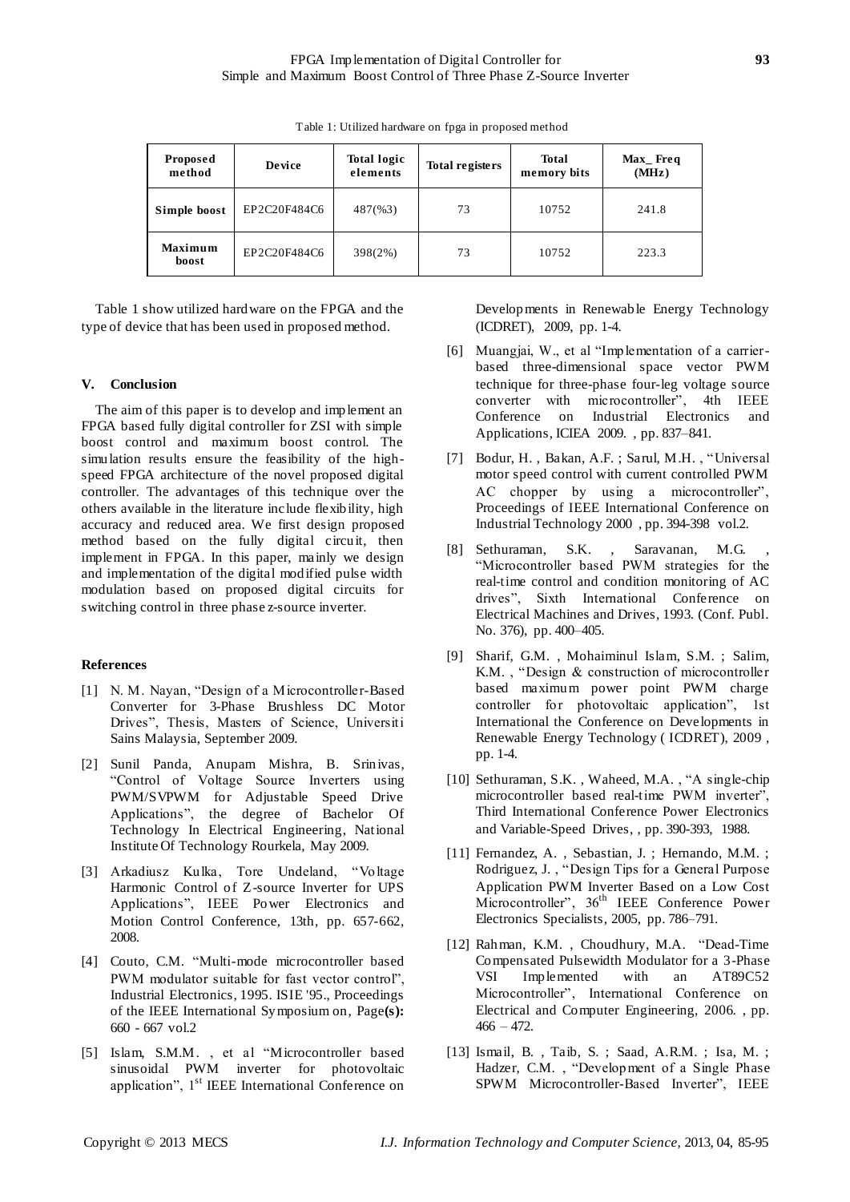Table 1: Utilized hardware on fpga in proposed method

| Proposed method | Device | Total logic elements | Total registers | Total memory bits | Max_ Freq (MHz) |
| --- | --- | --- | --- | --- | --- |
| Simple boost | EP2C20F484C6 | 487(%3) | 73 | 10752 | 241.8 |
| Maximum boost | EP2C20F484C6 | 398(2%) | 73 | 10752 | 223.3 |

Table 1 show utilized hardware on the FPGA and the type of device that has been used in proposed method.

## V. Conclusion

The aim of this paper is to develop and implement an FPGA based fully digital controller for ZSI with simple boost control and maximum boost control. The simulation results ensure the feasibility of the high-speed FPGA architecture of the novel proposed digital controller. The advantages of this technique over the others available in the literature include flexibility, high accuracy and reduced area. We first design proposed method based on the fully digital circuit, then implement in FPGA. In this paper, mainly we design and implementation of the digital modified pulse width modulation based on proposed digital circuits for switching control in three phase z-source inverter.

## References

[1] N. M. Nayan, "Design of a Microcontroller-Based Converter for 3-Phase Brushless DC Motor Drives", Thesis, Masters of Science, Universiti Sains Malaysia, September 2009.

[2] Sunil Panda, Anupam Mishra, B. Srinivas, "Control of Voltage Source Inverters using PWM/SVPWM for Adjustable Speed Drive Applications", the degree of Bachelor Of Technology In Electrical Engineering, National Institute Of Technology Rourkela, May 2009.

[3] Arkadiusz Kulka, Tore Undeland, "Voltage Harmonic Control of Z-source Inverter for UPS Applications", IEEE Power Electronics and Motion Control Conference, 13th, pp. 657-662, 2008.

[4] Couto, C.M. "Multi-mode microcontroller based PWM modulator suitable for fast vector control", Industrial Electronics, 1995. ISIE '95., Proceedings of the IEEE International Symposium on, Page**(s):** 660 - 667 vol.2

[5] Islam, S.M.M. , et al "Microcontroller based sinusoidal PWM inverter for photovoltaic application", 1st IEEE International Conference on Developments in Renewable Energy Technology (ICDRET), 2009, pp. 1-4.

[6] Muangjai, W., et al "Implementation of a carrier-based three-dimensional space vector PWM technique for three-phase four-leg voltage source converter with microcontroller", 4th IEEE Conference on Industrial Electronics and Applications, ICIEA 2009. , pp. 837–841.

[7] Bodur, H. , Bakan, A.F. ; Sarul, M.H. , "Universal motor speed control with current controlled PWM AC chopper by using a microcontroller", Proceedings of IEEE International Conference on Industrial Technology 2000 , pp. 394-398 vol.2.

[8] Sethuraman, S.K. , Saravanan, M.G. , "Microcontroller based PWM strategies for the real-time control and condition monitoring of AC drives", Sixth International Conference on Electrical Machines and Drives, 1993. (Conf. Publ. No. 376), pp. 400–405.

[9] Sharif, G.M. , Mohaiminul Islam, S.M. ; Salim, K.M. , "Design & construction of microcontroller based maximum power point PWM charge controller for photovoltaic application", 1st International the Conference on Developments in Renewable Energy Technology ( ICDRET), 2009 , pp. 1-4.

[10] Sethuraman, S.K. , Waheed, M.A. , "A single-chip microcontroller based real-time PWM inverter", Third International Conference Power Electronics and Variable-Speed Drives, , pp. 390-393, 1988.

[11] Fernandez, A. , Sebastian, J. ; Hernando, M.M. ; Rodriguez, J. , "Design Tips for a General Purpose Application PWM Inverter Based on a Low Cost Microcontroller", 36th IEEE Conference Power Electronics Specialists, 2005, pp. 786–791.

[12] Rahman, K.M. , Choudhury, M.A. "Dead-Time Compensated Pulsewidth Modulator for a 3-Phase VSI Implemented with an AT89C52 Microcontroller", International Conference on Electrical and Computer Engineering, 2006. , pp. 466 – 472.

[13] Ismail, B. , Taib, S. ; Saad, A.R.M. ; Isa, M. ; Hadzer, C.M. , "Development of a Single Phase SPWM Microcontroller-Based Inverter", IEEE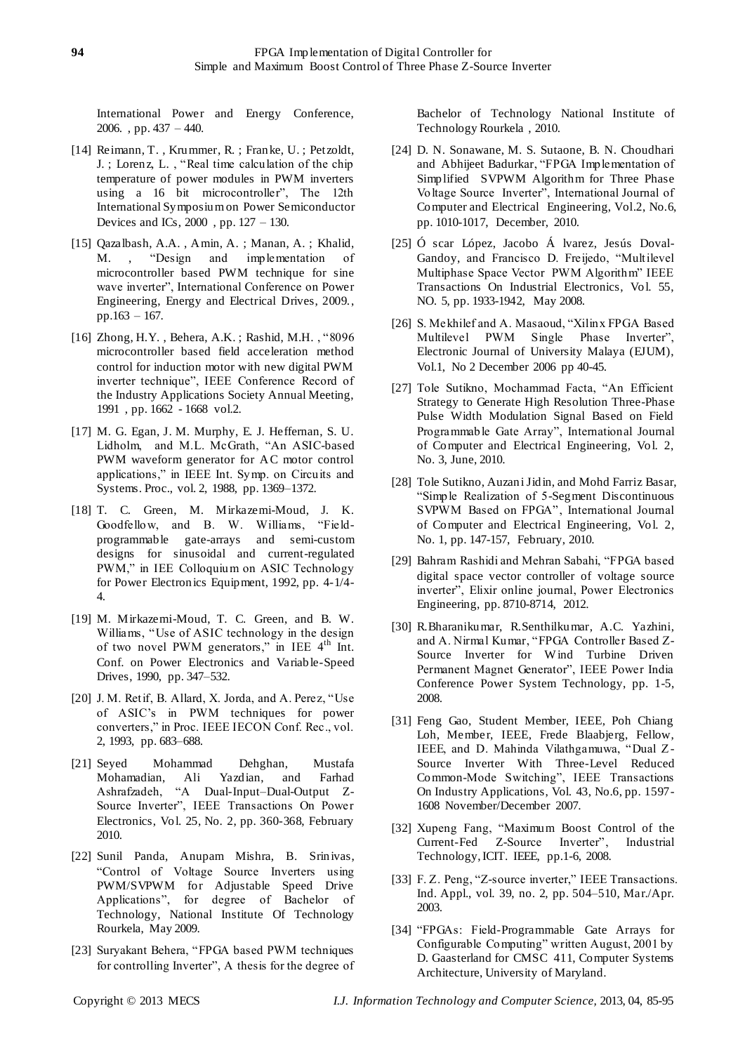International Power and Energy Conference, 2006. , pp. 437 – 440.

[14] Reimann, T. , Krummer, R. ; Franke, U. ; Petzoldt, J. ; Lorenz, L. , "Real time calculation of the chip temperature of power modules in PWM inverters using a 16 bit microcontroller", The 12th International Symposium on Power Semiconductor Devices and ICs, 2000 , pp. 127 – 130.

[15] Qazalbash, A.A. , Amin, A. ; Manan, A. ; Khalid, M. , "Design and implementation of microcontroller based PWM technique for sine wave inverter", International Conference on Power Engineering, Energy and Electrical Drives, 2009., pp.163 – 167.

[16] Zhong, H.Y. , Behera, A.K. ; Rashid, M.H. , "8096 microcontroller based field acceleration method control for induction motor with new digital PWM inverter technique", IEEE Conference Record of the Industry Applications Society Annual Meeting, 1991 , pp. 1662 - 1668 vol.2.

[17] M. G. Egan, J. M. Murphy, E. J. Heffernan, S. U. Lidholm, and M.L. McGrath, "An ASIC-based PWM waveform generator for AC motor control applications," in IEEE Int. Symp. on Circuits and Systems. Proc., vol. 2, 1988, pp. 1369–1372.

[18] T. C. Green, M. Mirkazemi-Moud, J. K. Goodfellow, and B. W. Williams, "Field-programmable gate-arrays and semi-custom designs for sinusoidal and current-regulated PWM," in IEE Colloquium on ASIC Technology for Power Electronics Equipment, 1992, pp. 4-1/4-4.

[19] M. Mirkazemi-Moud, T. C. Green, and B. W. Williams, "Use of ASIC technology in the design of two novel PWM generators," in IEE 4th Int. Conf. on Power Electronics and Variable-Speed Drives, 1990, pp. 347–532.

[20] J. M. Retif, B. Allard, X. Jorda, and A. Perez, "Use of ASIC's in PWM techniques for power converters," in Proc. IEEE IECON Conf. Rec., vol. 2, 1993, pp. 683–688.

[21] Seyed Mohammad Dehghan, Mustafa Mohamadian, Ali Yazdian, and Farhad Ashrafzadeh, "A Dual-Input–Dual-Output Z-Source Inverter", IEEE Transactions On Power Electronics, Vol. 25, No. 2, pp. 360-368, February 2010.

[22] Sunil Panda, Anupam Mishra, B. Srinivas, "Control of Voltage Source Inverters using PWM/SVPWM for Adjustable Speed Drive Applications", for degree of Bachelor of Technology, National Institute Of Technology Rourkela, May 2009.

[23] Suryakant Behera, "FPGA based PWM techniques for controlling Inverter", A thesis for the degree of Bachelor of Technology National Institute of Technology Rourkela , 2010.

[24] D. N. Sonawane, M. S. Sutaone, B. N. Choudhari and Abhijeet Badurkar, "FPGA Implementation of Simplified SVPWM Algorithm for Three Phase Voltage Source Inverter", International Journal of Computer and Electrical Engineering, Vol.2, No.6, pp. 1010-1017, December, 2010.

[25] Óscar López, Jacobo Álvarez, Jesús Doval-Gandoy, and Francisco D. Freijedo, "Multilevel Multiphase Space Vector PWM Algorithm" IEEE Transactions On Industrial Electronics, Vol. 55, NO. 5, pp. 1933-1942, May 2008.

[26] S. Mekhilef and A. Masaoud, "Xilinx FPGA Based Multilevel PWM Single Phase Inverter", Electronic Journal of University Malaya (EJUM), Vol.1, No 2 December 2006 pp 40-45.

[27] Tole Sutikno, Mochammad Facta, "An Efficient Strategy to Generate High Resolution Three-Phase Pulse Width Modulation Signal Based on Field Programmable Gate Array", International Journal of Computer and Electrical Engineering, Vol. 2, No. 3, June, 2010.

[28] Tole Sutikno, Auzani Jidin, and Mohd Farriz Basar, "Simple Realization of 5-Segment Discontinuous SVPWM Based on FPGA", International Journal of Computer and Electrical Engineering, Vol. 2, No. 1, pp. 147-157, February, 2010.

[29] Bahram Rashidi and Mehran Sabahi, "FPGA based digital space vector controller of voltage source inverter", Elixir online journal, Power Electronics Engineering, pp. 8710-8714, 2012.

[30] R.Bharanikumar, R.Senthilkumar, A.C. Yazhini, and A. Nirmal Kumar, "FPGA Controller Based Z-Source Inverter for Wind Turbine Driven Permanent Magnet Generator", IEEE Power India Conference Power System Technology, pp. 1-5, 2008.

[31] Feng Gao, Student Member, IEEE, Poh Chiang Loh, Member, IEEE, Frede Blaabjerg, Fellow, IEEE, and D. Mahinda Vilathgamuwa, "Dual Z-Source Inverter With Three-Level Reduced Common-Mode Switching", IEEE Transactions On Industry Applications, Vol. 43, No.6, pp. 1597-1608 November/December 2007.

[32] Xupeng Fang, "Maximum Boost Control of the Current-Fed Z-Source Inverter", Industrial Technology, ICIT. IEEE, pp.1-6, 2008.

[33] F. Z. Peng, "Z-source inverter," IEEE Transactions. Ind. Appl., vol. 39, no. 2, pp. 504–510, Mar./Apr. 2003.

[34] "FPGAs: Field-Programmable Gate Arrays for Configurable Computing" written August, 2001 by D. Gaasterland for CMSC 411, Computer Systems Architecture, University of Maryland.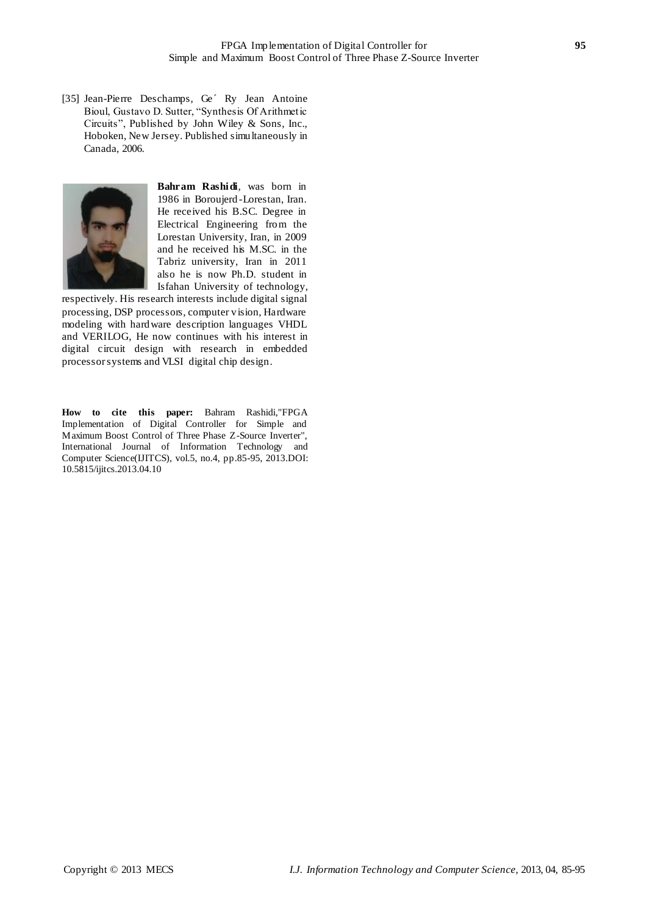[35] Jean-Pierre Deschamps, Ge´ Ry Jean Antoine Bioul, Gustavo D. Sutter, "Synthesis Of Arithmetic Circuits", Published by John Wiley & Sons, Inc., Hoboken, New Jersey. Published simultaneously in Canada, 2006.

**Bahram Rashidi**, was born in 1986 in Boroujerd-Lorestan, Iran. He received his B.SC. Degree in Electrical Engineering from the Lorestan University, Iran, in 2009 and he received his M.SC. in the Tabriz university, Iran in 2011 also he is now Ph.D. student in Isfahan University of technology, respectively. His research interests include digital signal processing, DSP processors, computer vision, Hardware modeling with hardware description languages VHDL and VERILOG, He now continues with his interest in digital circuit design with research in embedded processor systems and VLSI digital chip design.

**How to cite this paper:** Bahram Rashidi,"FPGA Implementation of Digital Controller for Simple and Maximum Boost Control of Three Phase Z-Source Inverter", International Journal of Information Technology and Computer Science(IJITCS), vol.5, no.4, pp.85-95, 2013.DOI: 10.5815/ijitcs.2013.04.10